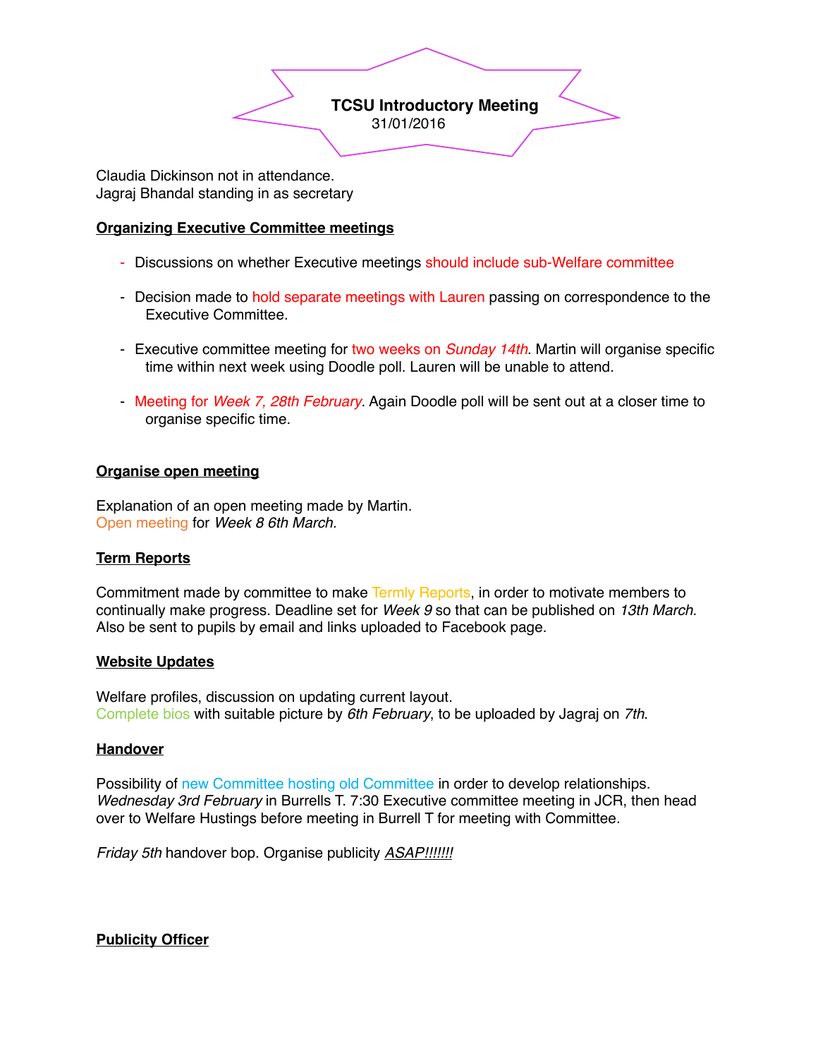# TCSU Introductory Meeting

31/01/2016

Claudia Dickinson not in attendance.
Jagraj Bhandal standing in as secretary

**Organizing Executive Committee meetings**

- Discussions on whether Executive meetings should include sub-Welfare committee
- Decision made to hold separate meetings with Lauren passing on correspondence to the Executive Committee.
- Executive committee meeting for two weeks on *Sunday 14th*. Martin will organise specific time within next week using Doodle poll. Lauren will be unable to attend.
- Meeting for *Week 7, 28th February*. Again Doodle poll will be sent out at a closer time to organise specific time.

**Organise open meeting**

Explanation of an open meeting made by Martin.
Open meeting for *Week 8 6th March*.

**Term Reports**

Commitment made by committee to make Termly Reports, in order to motivate members to continually make progress. Deadline set for *Week 9* so that can be published on *13th March*. Also be sent to pupils by email and links uploaded to Facebook page.

**Website Updates**

Welfare profiles, discussion on updating current layout.
Complete bios with suitable picture by *6th February*, to be uploaded by Jagraj on *7th*.

**Handover**

Possibility of new Committee hosting old Committee in order to develop relationships.
*Wednesday 3rd February* in Burrells T. 7:30 Executive committee meeting in JCR, then head over to Welfare Hustings before meeting in Burrell T for meeting with Committee.

*Friday 5th* handover bop. Organise publicity *ASAP!!!!!!!*

**Publicity Officer**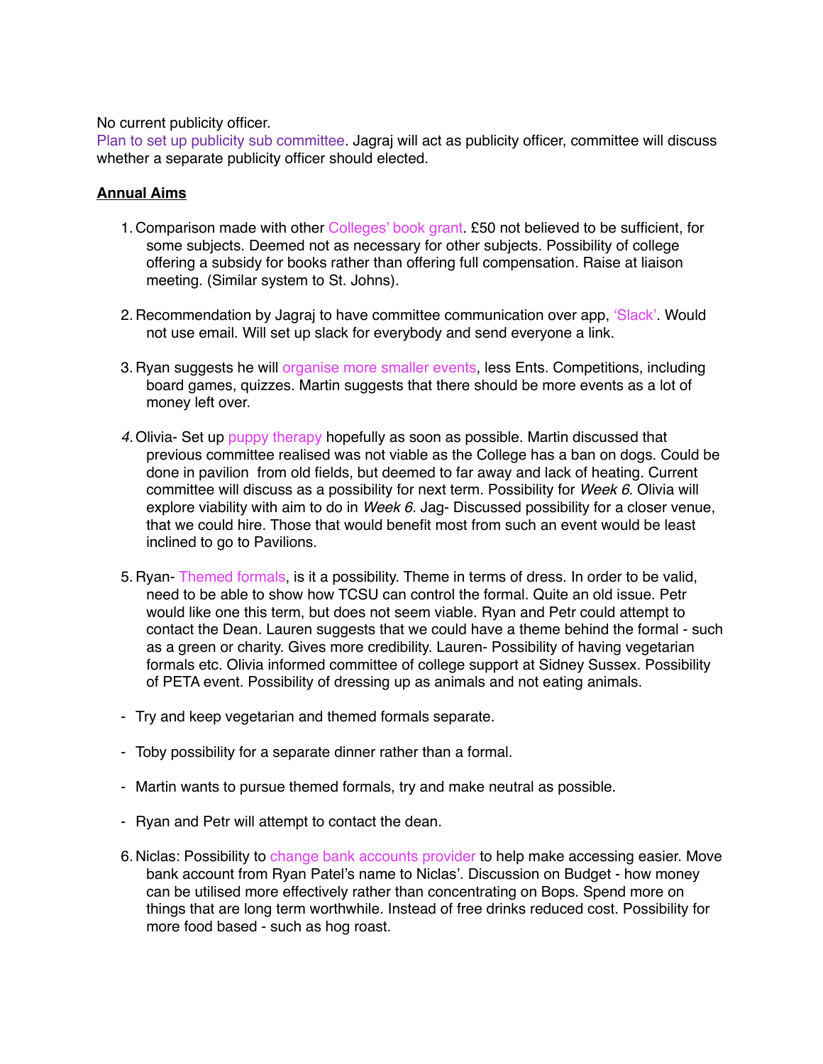No current publicity officer.
Plan to set up publicity sub committee. Jagraj will act as publicity officer, committee will discuss whether a separate publicity officer should elected.

**Annual Aims**

1. Comparison made with other Colleges' book grant. £50 not believed to be sufficient, for some subjects. Deemed not as necessary for other subjects. Possibility of college offering a subsidy for books rather than offering full compensation. Raise at liaison meeting. (Similar system to St. Johns).

2. Recommendation by Jagraj to have committee communication over app, 'Slack'. Would not use email. Will set up slack for everybody and send everyone a link.

3. Ryan suggests he will organise more smaller events, less Ents. Competitions, including board games, quizzes. Martin suggests that there should be more events as a lot of money left over.

4. Olivia- Set up puppy therapy hopefully as soon as possible. Martin discussed that previous committee realised was not viable as the College has a ban on dogs. Could be done in pavilion from old fields, but deemed to far away and lack of heating. Current committee will discuss as a possibility for next term. Possibility for *Week 6*. Olivia will explore viability with aim to do in *Week 6*. Jag- Discussed possibility for a closer venue, that we could hire. Those that would benefit most from such an event would be least inclined to go to Pavilions.

5. Ryan- Themed formals, is it a possibility. Theme in terms of dress. In order to be valid, need to be able to show how TCSU can control the formal. Quite an old issue. Petr would like one this term, but does not seem viable. Ryan and Petr could attempt to contact the Dean. Lauren suggests that we could have a theme behind the formal - such as a green or charity. Gives more credibility. Lauren- Possibility of having vegetarian formals etc. Olivia informed committee of college support at Sidney Sussex. Possibility of PETA event. Possibility of dressing up as animals and not eating animals.

- Try and keep vegetarian and themed formals separate.

- Toby possibility for a separate dinner rather than a formal.

- Martin wants to pursue themed formals, try and make neutral as possible.

- Ryan and Petr will attempt to contact the dean.

6. Niclas: Possibility to change bank accounts provider to help make accessing easier. Move bank account from Ryan Patel's name to Niclas'. Discussion on Budget - how money can be utilised more effectively rather than concentrating on Bops. Spend more on things that are long term worthwhile. Instead of free drinks reduced cost. Possibility for more food based - such as hog roast.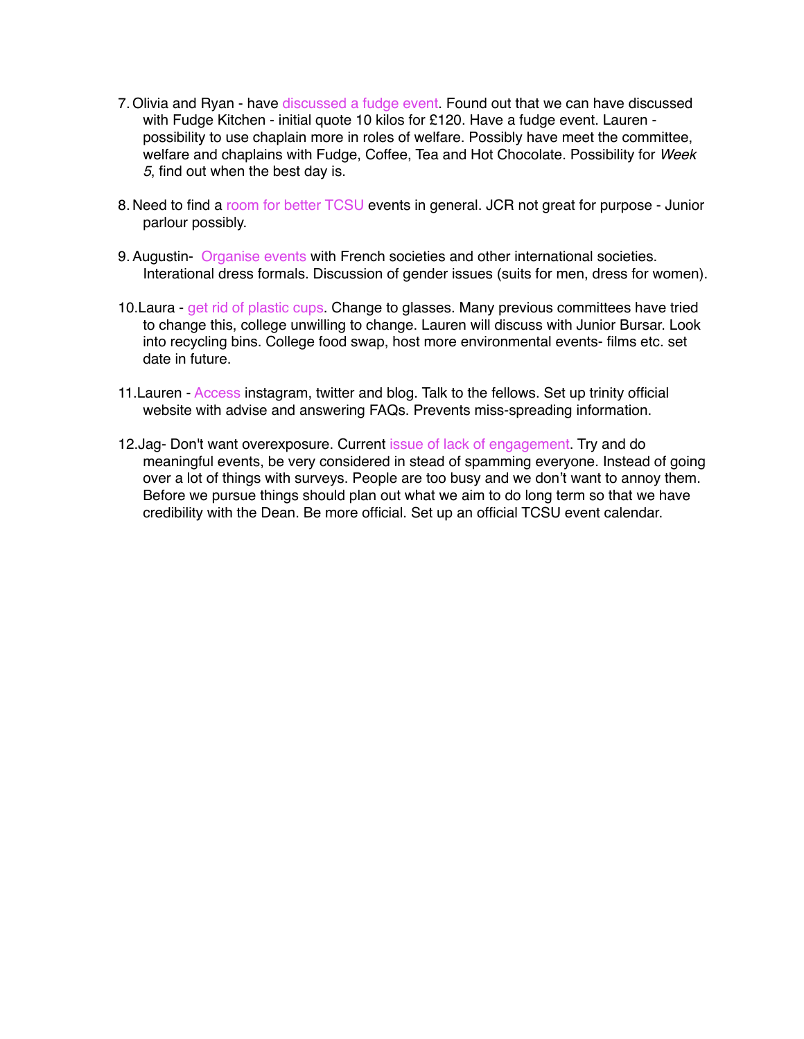7. Olivia and Ryan - have discussed a fudge event. Found out that we can have discussed with Fudge Kitchen - initial quote 10 kilos for £120. Have a fudge event. Lauren - possibility to use chaplain more in roles of welfare. Possibly have meet the committee, welfare and chaplains with Fudge, Coffee, Tea and Hot Chocolate. Possibility for *Week 5*, find out when the best day is.

8. Need to find a room for better TCSU events in general. JCR not great for purpose - Junior parlour possibly.

9. Augustin- Organise events with French societies and other international societies. Interational dress formals. Discussion of gender issues (suits for men, dress for women).

10. Laura - get rid of plastic cups. Change to glasses. Many previous committees have tried to change this, college unwilling to change. Lauren will discuss with Junior Bursar. Look into recycling bins. College food swap, host more environmental events- films etc. set date in future.

11. Lauren - Access instagram, twitter and blog. Talk to the fellows. Set up trinity official website with advise and answering FAQs. Prevents miss-spreading information.

12. Jag- Don't want overexposure. Current issue of lack of engagement. Try and do meaningful events, be very considered in stead of spamming everyone. Instead of going over a lot of things with surveys. People are too busy and we don't want to annoy them. Before we pursue things should plan out what we aim to do long term so that we have credibility with the Dean. Be more official. Set up an official TCSU event calendar.